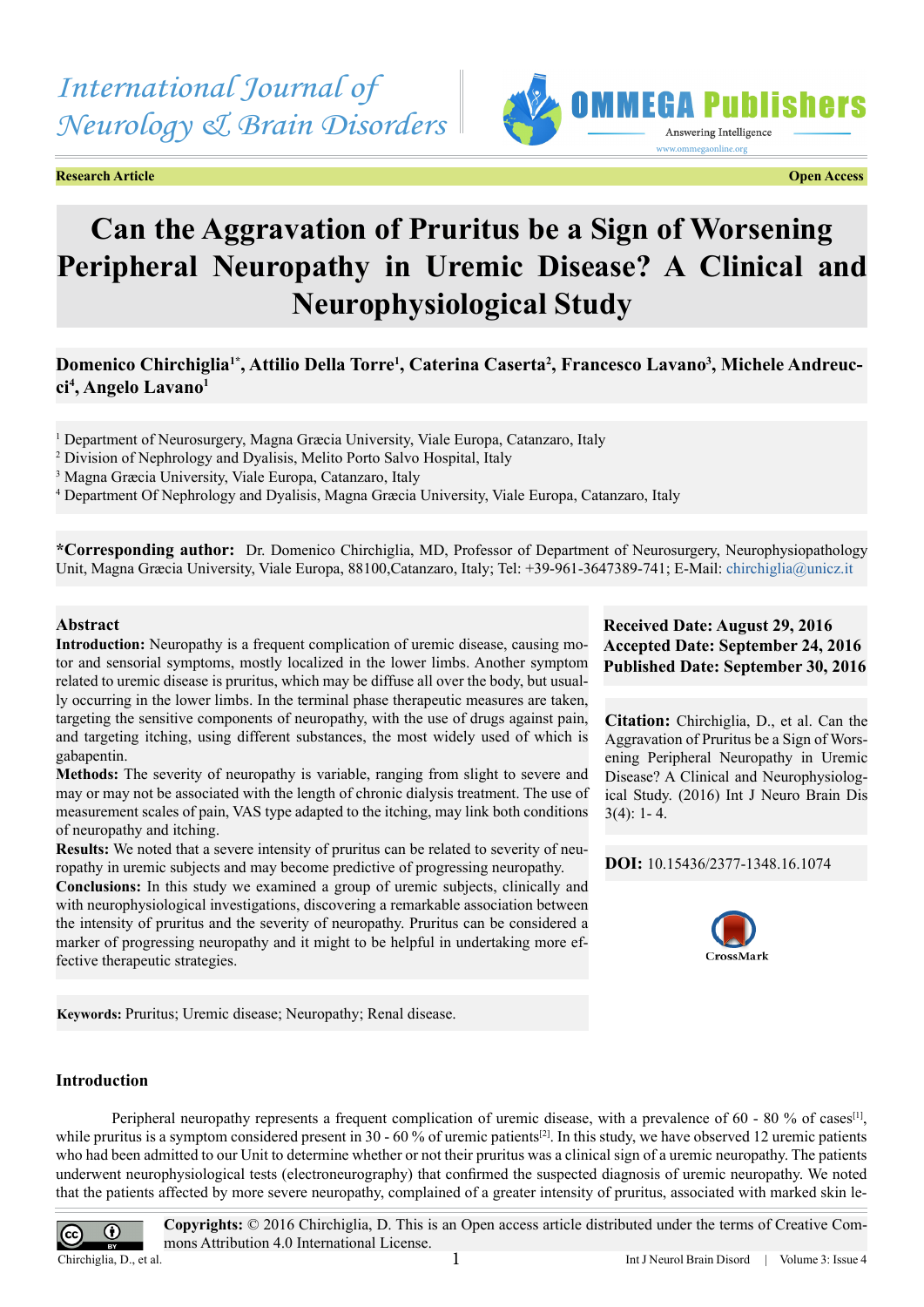International Journal of Neurology & Brain Disorders

**Research Article** **Open Access**

# Can the Aggravation of Pruritus be a Sign of Worsening Peripheral Neuropathy in Uremic Disease? A Clinical and Neurophysiological Study

**Domenico Chirchiglia[1*], Attilio Della Torre[1], Caterina Caserta[2], Francesco Lavano[3], Michele Andreucci[4], Angelo Lavano[1]**

[1] Department of Neurosurgery, Magna Græcia University, Viale Europa, Catanzaro, Italy
[2] Division of Nephrology and Dyalisis, Melito Porto Salvo Hospital, Italy
[3] Magna Græcia University, Viale Europa, Catanzaro, Italy
[4] Department Of Nephrology and Dyalisis, Magna Græcia University, Viale Europa, Catanzaro, Italy

**\*Corresponding author:** Dr. Domenico Chirchiglia, MD, Professor of Department of Neurosurgery, Neurophysiopathology Unit, Magna Græcia University, Viale Europa, 88100,Catanzaro, Italy; Tel: +39-961-3647389-741; E-Mail: chirchiglia@unicz.it

## Abstract

**Introduction:** Neuropathy is a frequent complication of uremic disease, causing motor and sensorial symptoms, mostly localized in the lower limbs. Another symptom related to uremic disease is pruritus, which may be diffuse all over the body, but usually occurring in the lower limbs. In the terminal phase therapeutic measures are taken, targeting the sensitive components of neuropathy, with the use of drugs against pain, and targeting itching, using different substances, the most widely used of which is gabapentin.

**Methods:** The severity of neuropathy is variable, ranging from slight to severe and may or may not be associated with the length of chronic dialysis treatment. The use of measurement scales of pain, VAS type adapted to the itching, may link both conditions of neuropathy and itching.

**Results:** We noted that a severe intensity of pruritus can be related to severity of neuropathy in uremic subjects and may become predictive of progressing neuropathy.

**Conclusions:** In this study we examined a group of uremic subjects, clinically and with neurophysiological investigations, discovering a remarkable association between the intensity of pruritus and the severity of neuropathy. Pruritus can be considered a marker of progressing neuropathy and it might to be helpful in undertaking more effective therapeutic strategies.

**Keywords:** Pruritus; Uremic disease; Neuropathy; Renal disease.

**Received Date: August 29, 2016**
**Accepted Date: September 24, 2016**
**Published Date: September 30, 2016**

**Citation:** Chirchiglia, D., et al. Can the Aggravation of Pruritus be a Sign of Worsening Peripheral Neuropathy in Uremic Disease? A Clinical and Neurophysiological Study. (2016) Int J Neuro Brain Dis 3(4): 1- 4.

**DOI:** 10.15436/2377-1348.16.1074

## Introduction

Peripheral neuropathy represents a frequent complication of uremic disease, with a prevalence of 60 - 80 % of cases[1], while pruritus is a symptom considered present in 30 - 60 % of uremic patients[2]. In this study, we have observed 12 uremic patients who had been admitted to our Unit to determine whether or not their pruritus was a clinical sign of a uremic neuropathy. The patients underwent neurophysiological tests (electroneurography) that confirmed the suspected diagnosis of uremic neuropathy. We noted that the patients affected by more severe neuropathy, complained of a greater intensity of pruritus, associated with marked skin le-

**Copyrights:** © 2016 Chirchiglia, D. This is an Open access article distributed under the terms of Creative Commons Attribution 4.0 International License.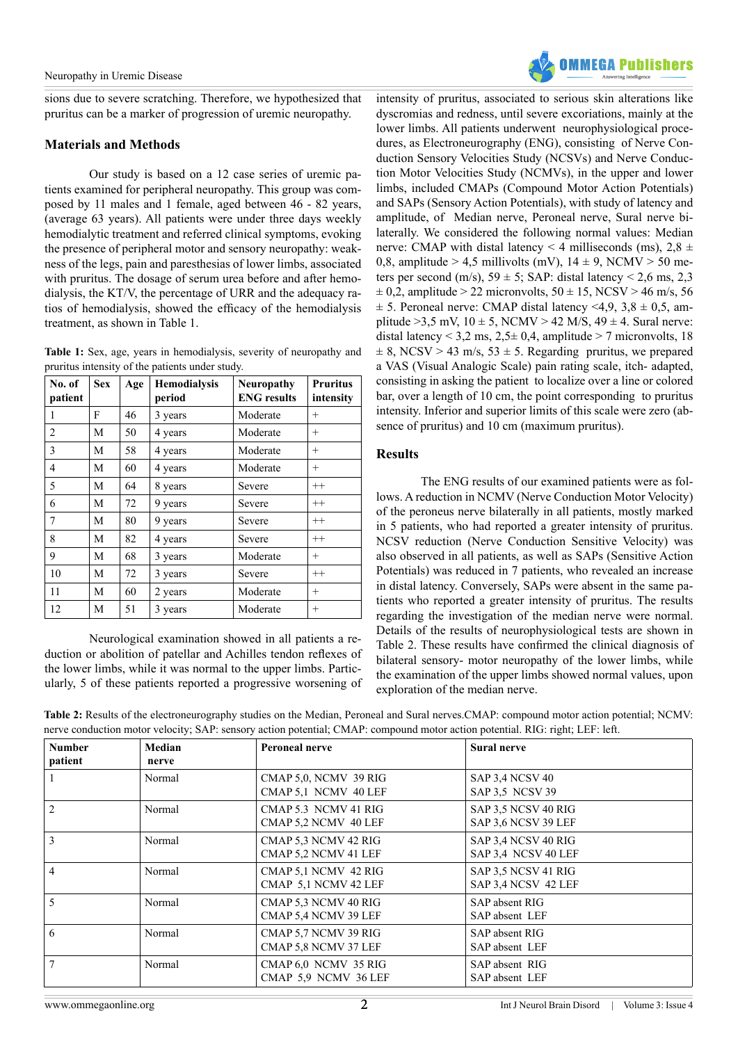sions due to severe scratching. Therefore, we hypothesized that pruritus can be a marker of progression of uremic neuropathy.

## Materials and Methods

Our study is based on a 12 case series of uremic patients examined for peripheral neuropathy. This group was composed by 11 males and 1 female, aged between 46 - 82 years, (average 63 years). All patients were under three days weekly hemodialytic treatment and referred clinical symptoms, evoking the presence of peripheral motor and sensory neuropathy: weakness of the legs, pain and paresthesias of lower limbs, associated with pruritus. The dosage of serum urea before and after hemodialysis, the KT/V, the percentage of URR and the adequacy ratios of hemodialysis, showed the efficacy of the hemodialysis treatment, as shown in Table 1.

**Table 1:** Sex, age, years in hemodialysis, severity of neuropathy and pruritus intensity of the patients under study.

| No. of patient | Sex | Age | Hemodialysis period | Neuropathy ENG results | Pruritus intensity |
|---|---|---|---|---|---|
| 1 | F | 46 | 3 years | Moderate | + |
| 2 | M | 50 | 4 years | Moderate | + |
| 3 | M | 58 | 4 years | Moderate | + |
| 4 | M | 60 | 4 years | Moderate | + |
| 5 | M | 64 | 8 years | Severe | ++ |
| 6 | M | 72 | 9 years | Severe | ++ |
| 7 | M | 80 | 9 years | Severe | ++ |
| 8 | M | 82 | 4 years | Severe | ++ |
| 9 | M | 68 | 3 years | Moderate | + |
| 10 | M | 72 | 3 years | Severe | ++ |
| 11 | M | 60 | 2 years | Moderate | + |
| 12 | M | 51 | 3 years | Moderate | + |

Neurological examination showed in all patients a reduction or abolition of patellar and Achilles tendon reflexes of the lower limbs, while it was normal to the upper limbs. Particularly, 5 of these patients reported a progressive worsening of intensity of pruritus, associated to serious skin alterations like dyscromias and redness, until severe excoriations, mainly at the lower limbs. All patients underwent neurophysiological procedures, as Electroneurography (ENG), consisting of Nerve Conduction Sensory Velocities Study (NCSVs) and Nerve Conduction Motor Velocities Study (NCMVs), in the upper and lower limbs, included CMAPs (Compound Motor Action Potentials) and SAPs (Sensory Action Potentials), with study of latency and amplitude, of Median nerve, Peroneal nerve, Sural nerve bilaterally. We considered the following normal values: Median nerve: CMAP with distal latency < 4 milliseconds (ms), 2,8 ± 0,8, amplitude > 4,5 millivolts (mV), 14 ± 9, NCMV > 50 meters per second (m/s), 59 ± 5; SAP: distal latency < 2,6 ms, 2,3 ± 0,2, amplitude > 22 micronvolts, 50 ± 15, NCSV > 46 m/s, 56 ± 5. Peroneal nerve: CMAP distal latency <4,9, 3,8 ± 0,5, amplitude >3,5 mV, 10 ± 5, NCMV > 42 M/S, 49 ± 4. Sural nerve: distal latency < 3,2 ms, 2,5± 0,4, amplitude > 7 micronvolts, 18 ± 8, NCSV > 43 m/s, 53 ± 5. Regarding pruritus, we prepared a VAS (Visual Analogic Scale) pain rating scale, itch- adapted, consisting in asking the patient to localize over a line or colored bar, over a length of 10 cm, the point corresponding to pruritus intensity. Inferior and superior limits of this scale were zero (absence of pruritus) and 10 cm (maximum pruritus).

## Results

The ENG results of our examined patients were as follows. A reduction in NCMV (Nerve Conduction Motor Velocity) of the peroneus nerve bilaterally in all patients, mostly marked in 5 patients, who had reported a greater intensity of pruritus. NCSV reduction (Nerve Conduction Sensitive Velocity) was also observed in all patients, as well as SAPs (Sensitive Action Potentials) was reduced in 7 patients, who revealed an increase in distal latency. Conversely, SAPs were absent in the same patients who reported a greater intensity of pruritus. The results regarding the investigation of the median nerve were normal. Details of the results of neurophysiological tests are shown in Table 2. These results have confirmed the clinical diagnosis of bilateral sensory- motor neuropathy of the lower limbs, while the examination of the upper limbs showed normal values, upon exploration of the median nerve.

**Table 2:** Results of the electroneurography studies on the Median, Peroneal and Sural nerves.CMAP: compound motor action potential; NCMV: nerve conduction motor velocity; SAP: sensory action potential; CMAP: compound motor action potential. RIG: right; LEF: left.

| Number patient | Median nerve | Peroneal nerve | Sural nerve |
|---|---|---|---|
| 1 | Normal | CMAP 5,0, NCMV 39 RIG<br>CMAP 5,1 NCMV 40 LEF | SAP 3,4 NCSV 40<br>SAP 3,5 NCSV 39 |
| 2 | Normal | CMAP 5.3 NCMV 41 RIG<br>CMAP 5,2 NCMV 40 LEF | SAP 3,5 NCSV 40 RIG<br>SAP 3,6 NCSV 39 LEF |
| 3 | Normal | CMAP 5,3 NCMV 42 RIG<br>CMAP 5,2 NCMV 41 LEF | SAP 3,4 NCSV 40 RIG<br>SAP 3,4 NCSV 40 LEF |
| 4 | Normal | CMAP 5,1 NCMV 42 RIG<br>CMAP 5,1 NCMV 42 LEF | SAP 3,5 NCSV 41 RIG<br>SAP 3,4 NCSV 42 LEF |
| 5 | Normal | CMAP 5,3 NCMV 40 RIG<br>CMAP 5,4 NCMV 39 LEF | SAP absent RIG<br>SAP absent LEF |
| 6 | Normal | CMAP 5,7 NCMV 39 RIG<br>CMAP 5,8 NCMV 37 LEF | SAP absent RIG<br>SAP absent LEF |
| 7 | Normal | CMAP 6,0 NCMV 35 RIG<br>CMAP 5,9 NCMV 36 LEF | SAP absent RIG<br>SAP absent LEF |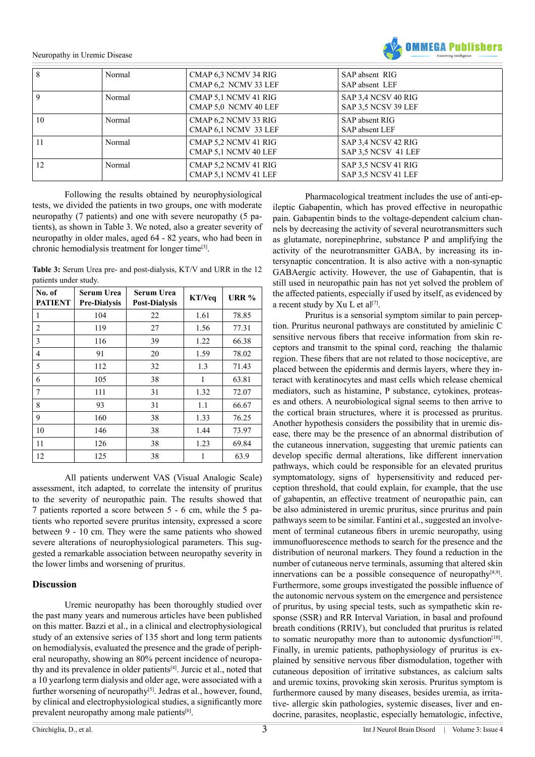| 8 | Normal | CMAP 6,3 NCMV 34 RIG<br>CMAP 6,2 NCMV 33 LEF | SAP absent RIG<br>SAP absent LEF |
|---|---|---|---|
| 9 | Normal | CMAP 5,1 NCMV 41 RIG<br>CMAP 5,0 NCMV 40 LEF | SAP 3,4 NCSV 40 RIG<br>SAP 3,5 NCSV 39 LEF |
| 10 | Normal | CMAP 6,2 NCMV 33 RIG<br>CMAP 6,1 NCMV 33 LEF | SAP absent RIG<br>SAP absent LEF |
| 11 | Normal | CMAP 5,2 NCMV 41 RIG<br>CMAP 5,1 NCMV 40 LEF | SAP 3,4 NCSV 42 RIG<br>SAP 3,5 NCSV 41 LEF |
| 12 | Normal | CMAP 5,2 NCMV 41 RIG<br>CMAP 5,1 NCMV 41 LEF | SAP 3,5 NCSV 41 RIG<br>SAP 3,5 NCSV 41 LEF |

Following the results obtained by neurophysiological tests, we divided the patients in two groups, one with moderate neuropathy (7 patients) and one with severe neuropathy (5 patients), as shown in Table 3. We noted, also a greater severity of neuropathy in older males, aged 64 - 82 years, who had been in chronic hemodialysis treatment for longer time[3].

**Table 3:** Serum Urea pre- and post-dialysis, KT/V and URR in the 12 patients under study.

| No. of PATIENT | Serum Urea Pre-Dialysis | Serum Urea Post-Dialysis | KT/Veq | URR % |
|---|---|---|---|---|
| 1 | 104 | 22 | 1.61 | 78.85 |
| 2 | 119 | 27 | 1.56 | 77.31 |
| 3 | 116 | 39 | 1.22 | 66.38 |
| 4 | 91 | 20 | 1.59 | 78.02 |
| 5 | 112 | 32 | 1.3 | 71.43 |
| 6 | 105 | 38 | 1 | 63.81 |
| 7 | 111 | 31 | 1.32 | 72.07 |
| 8 | 93 | 31 | 1.1 | 66.67 |
| 9 | 160 | 38 | 1.33 | 76.25 |
| 10 | 146 | 38 | 1.44 | 73.97 |
| 11 | 126 | 38 | 1.23 | 69.84 |
| 12 | 125 | 38 | 1 | 63.9 |

All patients underwent VAS (Visual Analogic Scale) assessment, itch adapted, to correlate the intensity of pruritus to the severity of neuropathic pain. The results showed that 7 patients reported a score between 5 - 6 cm, while the 5 patients who reported severe pruritus intensity, expressed a score between 9 - 10 cm. They were the same patients who showed severe alterations of neurophysiological parameters. This suggested a remarkable association between neuropathy severity in the lower limbs and worsening of pruritus.

## Discussion

Uremic neuropathy has been thoroughly studied over the past many years and numerous articles have been published on this matter. Bazzi et al., in a clinical and electrophysiological study of an extensive series of 135 short and long term patients on hemodialysis, evaluated the presence and the grade of peripheral neuropathy, showing an 80% percent incidence of neuropathy and its prevalence in older patients[4]. Jurcic et al., noted that a 10 yearlong term dialysis and older age, were associated with a further worsening of neuropathy[5]. Jedras et al., however, found, by clinical and electrophysiological studies, a significantly more prevalent neuropathy among male patients[6].

Pharmacological treatment includes the use of anti-epileptic Gabapentin, which has proved effective in neuropathic pain. Gabapentin binds to the voltage-dependent calcium channels by decreasing the activity of several neurotransmitters such as glutamate, norepinephrine, substance P and amplifying the activity of the neurotransmitter GABA, by increasing its intersynaptic concentration. It is also active with a non-synaptic GABAergic activity. However, the use of Gabapentin, that is still used in neuropathic pain has not yet solved the problem of the affected patients, especially if used by itself, as evidenced by a recent study by Xu L et al[7].

Pruritus is a sensorial symptom similar to pain perception. Pruritus neuronal pathways are constituted by amielinic C sensitive nervous fibers that receive information from skin receptors and transmit to the spinal cord, reaching the thalamic region. These fibers that are not related to those nociceptive, are placed between the epidermis and dermis layers, where they interact with keratinocytes and mast cells which release chemical mediators, such as histamine, P substance, cytokines, proteases and others. A neurobiological signal seems to then arrive to the cortical brain structures, where it is processed as pruritus. Another hypothesis considers the possibility that in uremic disease, there may be the presence of an abnormal distribution of the cutaneous innervation, suggesting that uremic patients can develop specific dermal alterations, like different innervation pathways, which could be responsible for an elevated pruritus symptomatology, signs of hypersensitivity and reduced perception threshold, that could explain, for example, that the use of gabapentin, an effective treatment of neuropathic pain, can be also administered in uremic pruritus, since pruritus and pain pathways seem to be similar. Fantini et al., suggested an involvement of terminal cutaneous fibers in uremic neuropathy, using immunofluorescence methods to search for the presence and the distribution of neuronal markers. They found a reduction in the number of cutaneous nerve terminals, assuming that altered skin innervations can be a possible consequence of neuropathy[8,9]. Furthermore, some groups investigated the possible influence of the autonomic nervous system on the emergence and persistence of pruritus, by using special tests, such as sympathetic skin response (SSR) and RR Interval Variation, in basal and profound breath conditions (RRIV), but concluded that pruritus is related to somatic neuropathy more than to autonomic dysfunction[10]. Finally, in uremic patients, pathophysiology of pruritus is explained by sensitive nervous fiber dismodulation, together with cutaneous deposition of irritative substances, as calcium salts and uremic toxins, provoking skin xerosis. Pruritus symptom is furthermore caused by many diseases, besides uremia, as irritative- allergic skin pathologies, systemic diseases, liver and endocrine, parasites, neoplastic, especially hematologic, infective,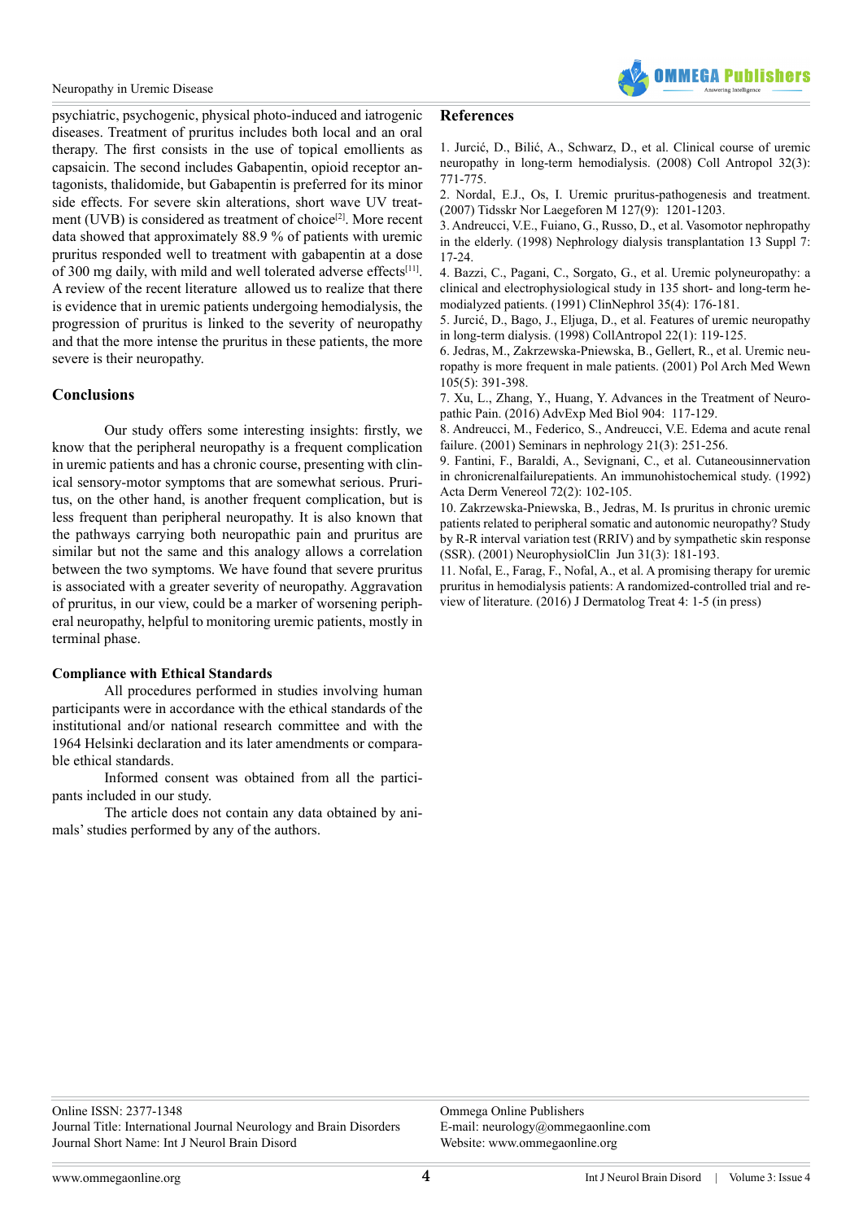psychiatric, psychogenic, physical photo-induced and iatrogenic diseases. Treatment of pruritus includes both local and an oral therapy. The first consists in the use of topical emollients as capsaicin. The second includes Gabapentin, opioid receptor antagonists, thalidomide, but Gabapentin is preferred for its minor side effects. For severe skin alterations, short wave UV treatment (UVB) is considered as treatment of choice[2]. More recent data showed that approximately 88.9 % of patients with uremic pruritus responded well to treatment with gabapentin at a dose of 300 mg daily, with mild and well tolerated adverse effects[11]. A review of the recent literature allowed us to realize that there is evidence that in uremic patients undergoing hemodialysis, the progression of pruritus is linked to the severity of neuropathy and that the more intense the pruritus in these patients, the more severe is their neuropathy.

## Conclusions

Our study offers some interesting insights: firstly, we know that the peripheral neuropathy is a frequent complication in uremic patients and has a chronic course, presenting with clinical sensory-motor symptoms that are somewhat serious. Pruritus, on the other hand, is another frequent complication, but is less frequent than peripheral neuropathy. It is also known that the pathways carrying both neuropathic pain and pruritus are similar but not the same and this analogy allows a correlation between the two symptoms. We have found that severe pruritus is associated with a greater severity of neuropathy. Aggravation of pruritus, in our view, could be a marker of worsening peripheral neuropathy, helpful to monitoring uremic patients, mostly in terminal phase.

### Compliance with Ethical Standards

All procedures performed in studies involving human participants were in accordance with the ethical standards of the institutional and/or national research committee and with the 1964 Helsinki declaration and its later amendments or comparable ethical standards.

Informed consent was obtained from all the participants included in our study.

The article does not contain any data obtained by animals' studies performed by any of the authors.

## References

1. Jurcić, D., Bilić, A., Schwarz, D., et al. Clinical course of uremic neuropathy in long-term hemodialysis. (2008) Coll Antropol 32(3): 771-775.
2. Nordal, E.J., Os, I. Uremic pruritus-pathogenesis and treatment. (2007) Tidsskr Nor Laegeforen M 127(9): 1201-1203.
3. Andreucci, V.E., Fuiano, G., Russo, D., et al. Vasomotor nephropathy in the elderly. (1998) Nephrology dialysis transplantation 13 Suppl 7: 17-24.
4. Bazzi, C., Pagani, C., Sorgato, G., et al. Uremic polyneuropathy: a clinical and electrophysiological study in 135 short- and long-term hemodialyzed patients. (1991) ClinNephrol 35(4): 176-181.
5. Jurcić, D., Bago, J., Eljuga, D., et al. Features of uremic neuropathy in long-term dialysis. (1998) CollAntropol 22(1): 119-125.
6. Jedras, M., Zakrzewska-Pniewska, B., Gellert, R., et al. Uremic neuropathy is more frequent in male patients. (2001) Pol Arch Med Wewn 105(5): 391-398.
7. Xu, L., Zhang, Y., Huang, Y. Advances in the Treatment of Neuropathic Pain. (2016) AdvExp Med Biol 904: 117-129.
8. Andreucci, M., Federico, S., Andreucci, V.E. Edema and acute renal failure. (2001) Seminars in nephrology 21(3): 251-256.
9. Fantini, F., Baraldi, A., Sevignani, C., et al. Cutaneousinnervation in chronicrenalfailurepatients. An immunohistochemical study. (1992) Acta Derm Venereol 72(2): 102-105.
10. Zakrzewska-Pniewska, B., Jedras, M. Is pruritus in chronic uremic patients related to peripheral somatic and autonomic neuropathy? Study by R-R interval variation test (RRIV) and by sympathetic skin response (SSR). (2001) NeurophysiolClin Jun 31(3): 181-193.
11. Nofal, E., Farag, F., Nofal, A., et al. A promising therapy for uremic pruritus in hemodialysis patients: A randomized-controlled trial and review of literature. (2016) J Dermatolog Treat 4: 1-5 (in press)

Online ISSN: 2377-1348
Journal Title: International Journal Neurology and Brain Disorders
Journal Short Name: Int J Neurol Brain Disord

Ommega Online Publishers
E-mail: neurology@ommegaonline.com
Website: www.ommegaonline.org